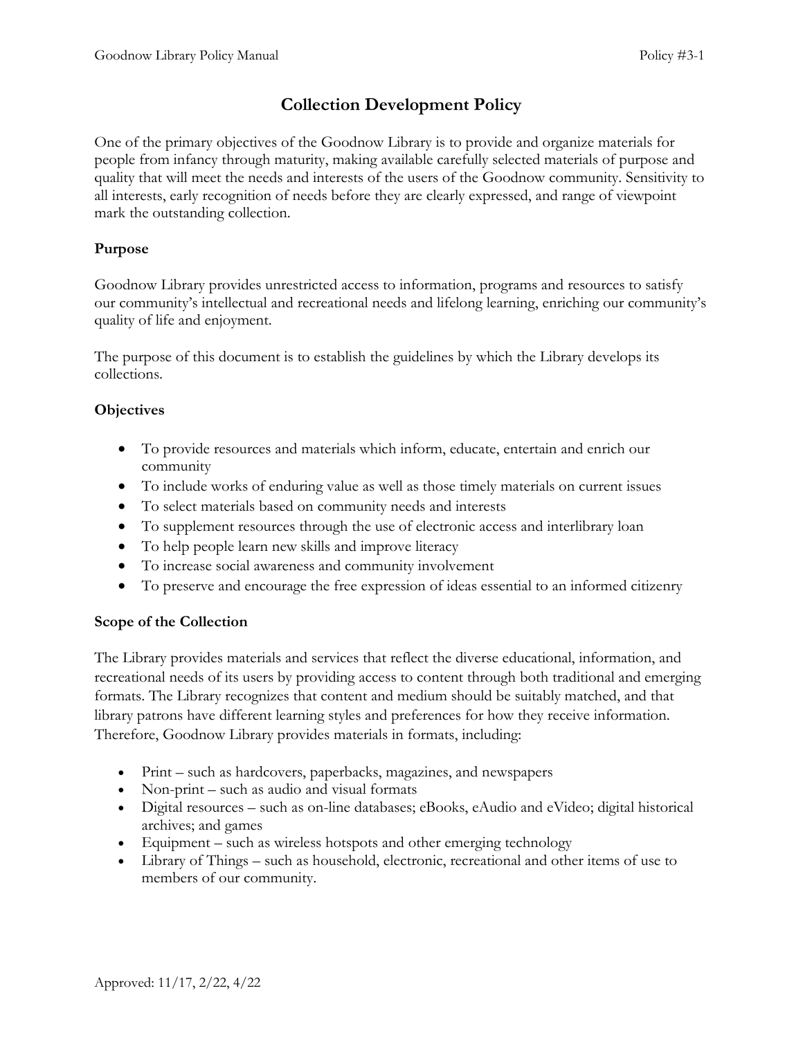# Collection Development Policy

One of the primary objectives of the Goodnow Library is to provide and organize materials for people from infancy through maturity, making available carefully selected materials of purpose and quality that will meet the needs and interests of the users of the Goodnow community. Sensitivity to all interests, early recognition of needs before they are clearly expressed, and range of viewpoint mark the outstanding collection.

## Purpose

Goodnow Library provides unrestricted access to information, programs and resources to satisfy our community's intellectual and recreational needs and lifelong learning, enriching our community's quality of life and enjoyment.

The purpose of this document is to establish the guidelines by which the Library develops its collections.

## Objectives

- To provide resources and materials which inform, educate, entertain and enrich our community
- To include works of enduring value as well as those timely materials on current issues
- To select materials based on community needs and interests
- To supplement resources through the use of electronic access and interlibrary loan
- To help people learn new skills and improve literacy
- To increase social awareness and community involvement
- To preserve and encourage the free expression of ideas essential to an informed citizenry

## Scope of the Collection

The Library provides materials and services that reflect the diverse educational, information, and recreational needs of its users by providing access to content through both traditional and emerging formats. The Library recognizes that content and medium should be suitably matched, and that library patrons have different learning styles and preferences for how they receive information. Therefore, Goodnow Library provides materials in formats, including:

- Print – such as hardcovers, paperbacks, magazines, and newspapers
- Non-print – such as audio and visual formats
- Digital resources – such as on-line databases; eBooks, eAudio and eVideo; digital historical archives; and games
- Equipment – such as wireless hotspots and other emerging technology
- Library of Things – such as household, electronic, recreational and other items of use to members of our community.

Approved: 11/17, 2/22, 4/22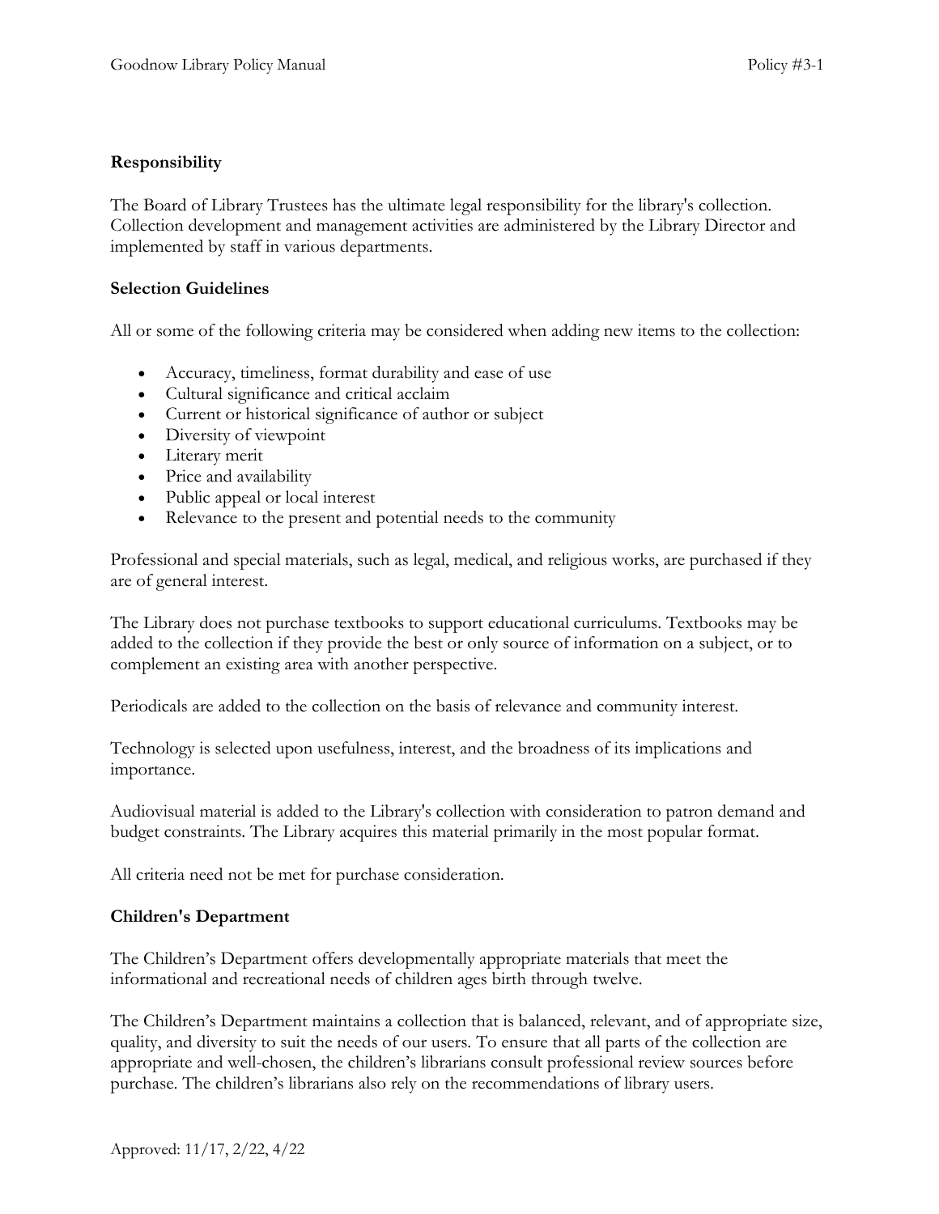**Responsibility**

The Board of Library Trustees has the ultimate legal responsibility for the library's collection. Collection development and management activities are administered by the Library Director and implemented by staff in various departments.

**Selection Guidelines**

All or some of the following criteria may be considered when adding new items to the collection:

- Accuracy, timeliness, format durability and ease of use
- Cultural significance and critical acclaim
- Current or historical significance of author or subject
- Diversity of viewpoint
- Literary merit
- Price and availability
- Public appeal or local interest
- Relevance to the present and potential needs to the community

Professional and special materials, such as legal, medical, and religious works, are purchased if they are of general interest.

The Library does not purchase textbooks to support educational curriculums. Textbooks may be added to the collection if they provide the best or only source of information on a subject, or to complement an existing area with another perspective.

Periodicals are added to the collection on the basis of relevance and community interest.

Technology is selected upon usefulness, interest, and the broadness of its implications and importance.

Audiovisual material is added to the Library's collection with consideration to patron demand and budget constraints. The Library acquires this material primarily in the most popular format.

All criteria need not be met for purchase consideration.

**Children's Department**

The Children's Department offers developmentally appropriate materials that meet the informational and recreational needs of children ages birth through twelve.

The Children's Department maintains a collection that is balanced, relevant, and of appropriate size, quality, and diversity to suit the needs of our users. To ensure that all parts of the collection are appropriate and well-chosen, the children's librarians consult professional review sources before purchase. The children's librarians also rely on the recommendations of library users.

Approved: 11/17, 2/22, 4/22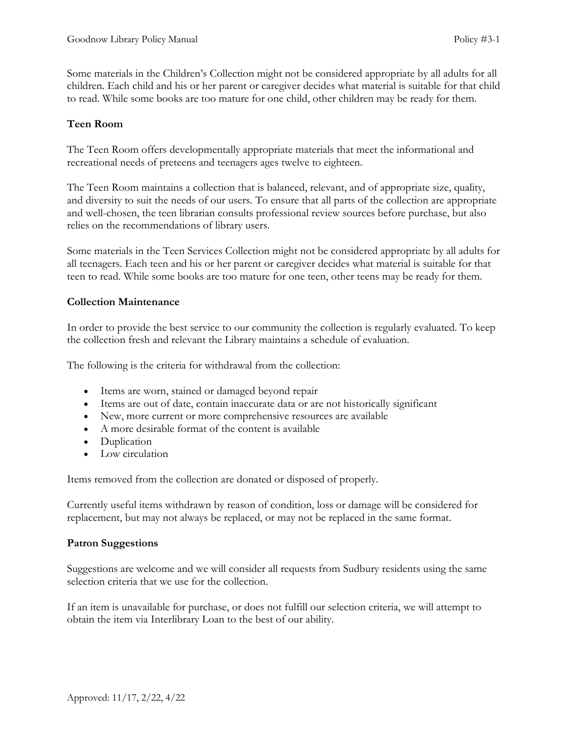Some materials in the Children's Collection might not be considered appropriate by all adults for all children. Each child and his or her parent or caregiver decides what material is suitable for that child to read. While some books are too mature for one child, other children may be ready for them.

### Teen Room

The Teen Room offers developmentally appropriate materials that meet the informational and recreational needs of preteens and teenagers ages twelve to eighteen.

The Teen Room maintains a collection that is balanced, relevant, and of appropriate size, quality, and diversity to suit the needs of our users. To ensure that all parts of the collection are appropriate and well-chosen, the teen librarian consults professional review sources before purchase, but also relies on the recommendations of library users.

Some materials in the Teen Services Collection might not be considered appropriate by all adults for all teenagers. Each teen and his or her parent or caregiver decides what material is suitable for that teen to read. While some books are too mature for one teen, other teens may be ready for them.

### Collection Maintenance

In order to provide the best service to our community the collection is regularly evaluated. To keep the collection fresh and relevant the Library maintains a schedule of evaluation.

The following is the criteria for withdrawal from the collection:

- Items are worn, stained or damaged beyond repair
- Items are out of date, contain inaccurate data or are not historically significant
- New, more current or more comprehensive resources are available
- A more desirable format of the content is available
- Duplication
- Low circulation

Items removed from the collection are donated or disposed of properly.

Currently useful items withdrawn by reason of condition, loss or damage will be considered for replacement, but may not always be replaced, or may not be replaced in the same format.

### Patron Suggestions

Suggestions are welcome and we will consider all requests from Sudbury residents using the same selection criteria that we use for the collection.

If an item is unavailable for purchase, or does not fulfill our selection criteria, we will attempt to obtain the item via Interlibrary Loan to the best of our ability.

Approved: 11/17, 2/22, 4/22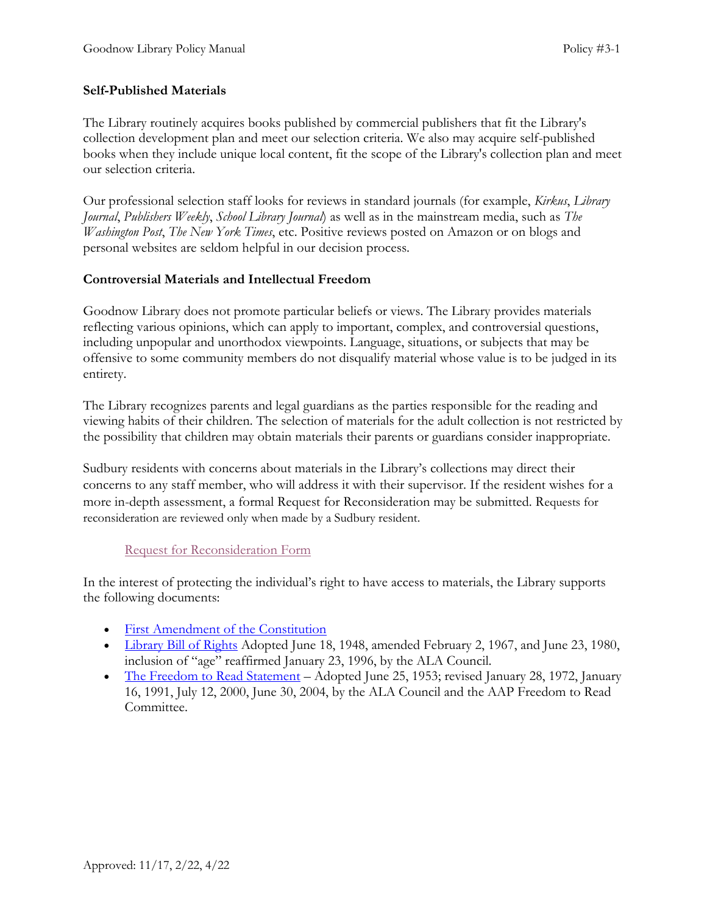### Self-Published Materials

The Library routinely acquires books published by commercial publishers that fit the Library's collection development plan and meet our selection criteria. We also may acquire self-published books when they include unique local content, fit the scope of the Library's collection plan and meet our selection criteria.

Our professional selection staff looks for reviews in standard journals (for example, *Kirkus*, *Library Journal*, *Publishers Weekly*, *School Library Journal*) as well as in the mainstream media, such as *The Washington Post*, *The New York Times*, etc. Positive reviews posted on Amazon or on blogs and personal websites are seldom helpful in our decision process.

### Controversial Materials and Intellectual Freedom

Goodnow Library does not promote particular beliefs or views. The Library provides materials reflecting various opinions, which can apply to important, complex, and controversial questions, including unpopular and unorthodox viewpoints. Language, situations, or subjects that may be offensive to some community members do not disqualify material whose value is to be judged in its entirety.

The Library recognizes parents and legal guardians as the parties responsible for the reading and viewing habits of their children. The selection of materials for the adult collection is not restricted by the possibility that children may obtain materials their parents or guardians consider inappropriate.

Sudbury residents with concerns about materials in the Library's collections may direct their concerns to any staff member, who will address it with their supervisor. If the resident wishes for a more in-depth assessment, a formal Request for Reconsideration may be submitted. Requests for reconsideration are reviewed only when made by a Sudbury resident.

Request for Reconsideration Form

In the interest of protecting the individual's right to have access to materials, the Library supports the following documents:

- First Amendment of the Constitution
- Library Bill of Rights Adopted June 18, 1948, amended February 2, 1967, and June 23, 1980, inclusion of "age" reaffirmed January 23, 1996, by the ALA Council.
- The Freedom to Read Statement – Adopted June 25, 1953; revised January 28, 1972, January 16, 1991, July 12, 2000, June 30, 2004, by the ALA Council and the AAP Freedom to Read Committee.

Approved: 11/17, 2/22, 4/22